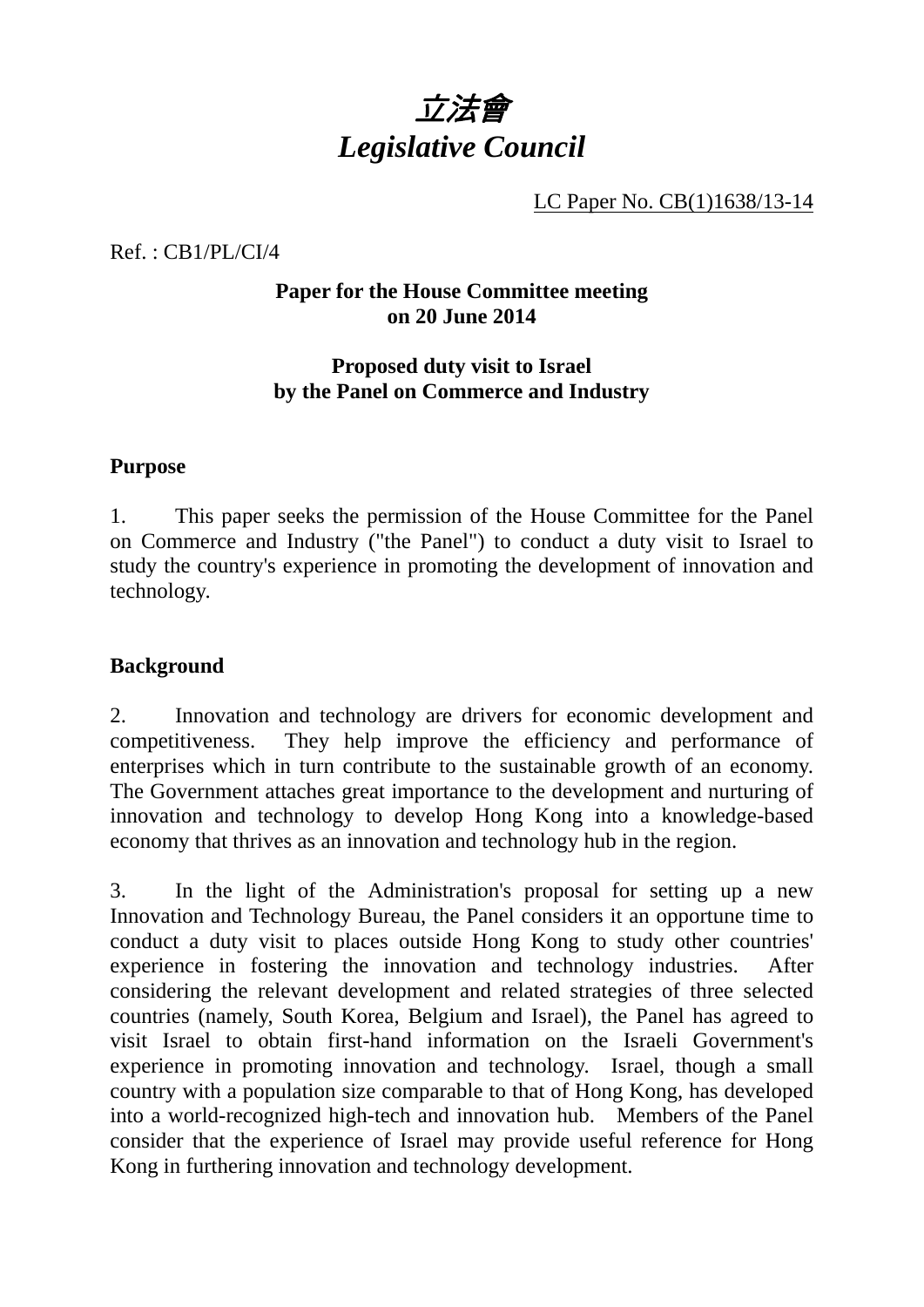# *立法會*
# *Legislative Council*

LC Paper No. CB(1)1638/13-14

Ref. : CB1/PL/CI/4

**Paper for the House Committee meeting on 20 June 2014**

**Proposed duty visit to Israel by the Panel on Commerce and Industry**

## Purpose

1. This paper seeks the permission of the House Committee for the Panel on Commerce and Industry ("the Panel") to conduct a duty visit to Israel to study the country's experience in promoting the development of innovation and technology.

## Background

2. Innovation and technology are drivers for economic development and competitiveness. They help improve the efficiency and performance of enterprises which in turn contribute to the sustainable growth of an economy. The Government attaches great importance to the development and nurturing of innovation and technology to develop Hong Kong into a knowledge-based economy that thrives as an innovation and technology hub in the region.

3. In the light of the Administration's proposal for setting up a new Innovation and Technology Bureau, the Panel considers it an opportune time to conduct a duty visit to places outside Hong Kong to study other countries' experience in fostering the innovation and technology industries. After considering the relevant development and related strategies of three selected countries (namely, South Korea, Belgium and Israel), the Panel has agreed to visit Israel to obtain first-hand information on the Israeli Government's experience in promoting innovation and technology. Israel, though a small country with a population size comparable to that of Hong Kong, has developed into a world-recognized high-tech and innovation hub. Members of the Panel consider that the experience of Israel may provide useful reference for Hong Kong in furthering innovation and technology development.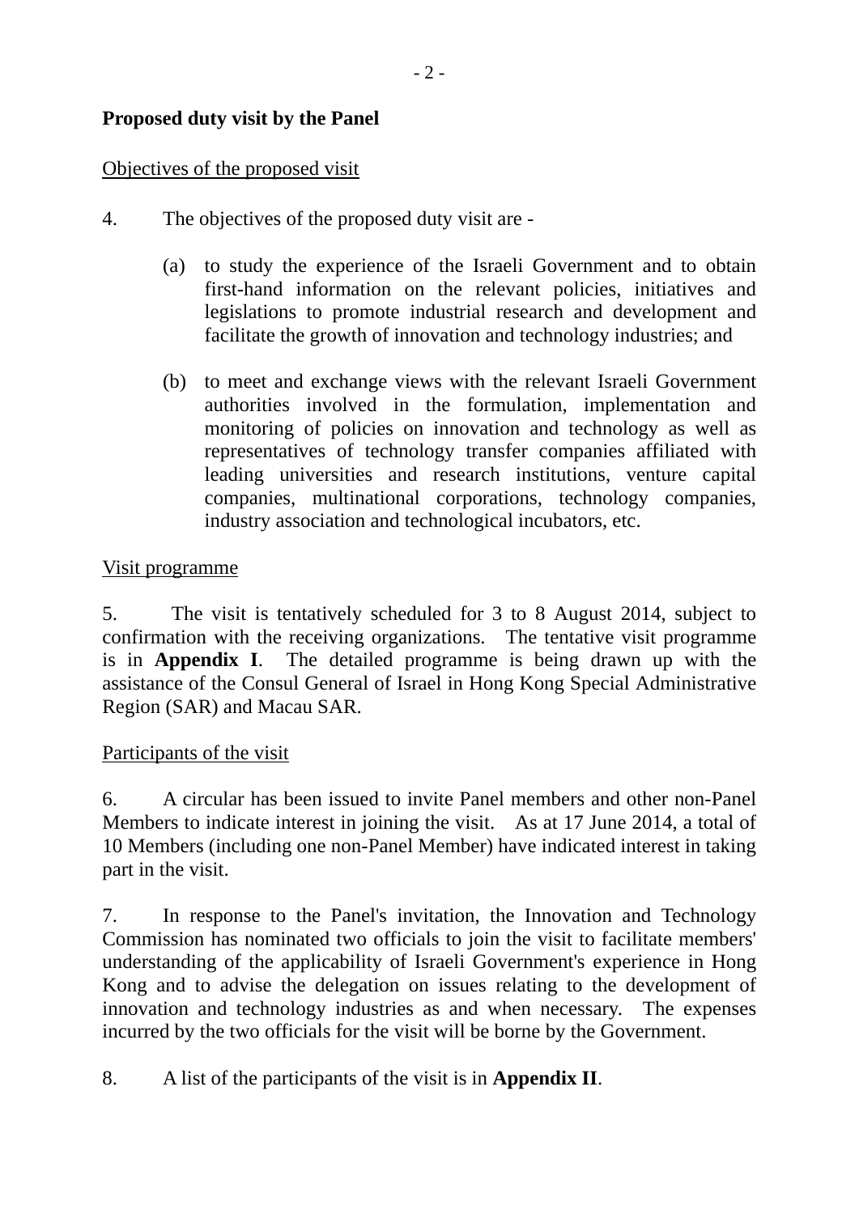**Proposed duty visit by the Panel**

Objectives of the proposed visit

4. The objectives of the proposed duty visit are -

(a) to study the experience of the Israeli Government and to obtain first-hand information on the relevant policies, initiatives and legislations to promote industrial research and development and facilitate the growth of innovation and technology industries; and

(b) to meet and exchange views with the relevant Israeli Government authorities involved in the formulation, implementation and monitoring of policies on innovation and technology as well as representatives of technology transfer companies affiliated with leading universities and research institutions, venture capital companies, multinational corporations, technology companies, industry association and technological incubators, etc.

Visit programme

5. The visit is tentatively scheduled for 3 to 8 August 2014, subject to confirmation with the receiving organizations. The tentative visit programme is in **Appendix I**. The detailed programme is being drawn up with the assistance of the Consul General of Israel in Hong Kong Special Administrative Region (SAR) and Macau SAR.

Participants of the visit

6. A circular has been issued to invite Panel members and other non-Panel Members to indicate interest in joining the visit. As at 17 June 2014, a total of 10 Members (including one non-Panel Member) have indicated interest in taking part in the visit.

7. In response to the Panel's invitation, the Innovation and Technology Commission has nominated two officials to join the visit to facilitate members' understanding of the applicability of Israeli Government's experience in Hong Kong and to advise the delegation on issues relating to the development of innovation and technology industries as and when necessary. The expenses incurred by the two officials for the visit will be borne by the Government.

8. A list of the participants of the visit is in **Appendix II**.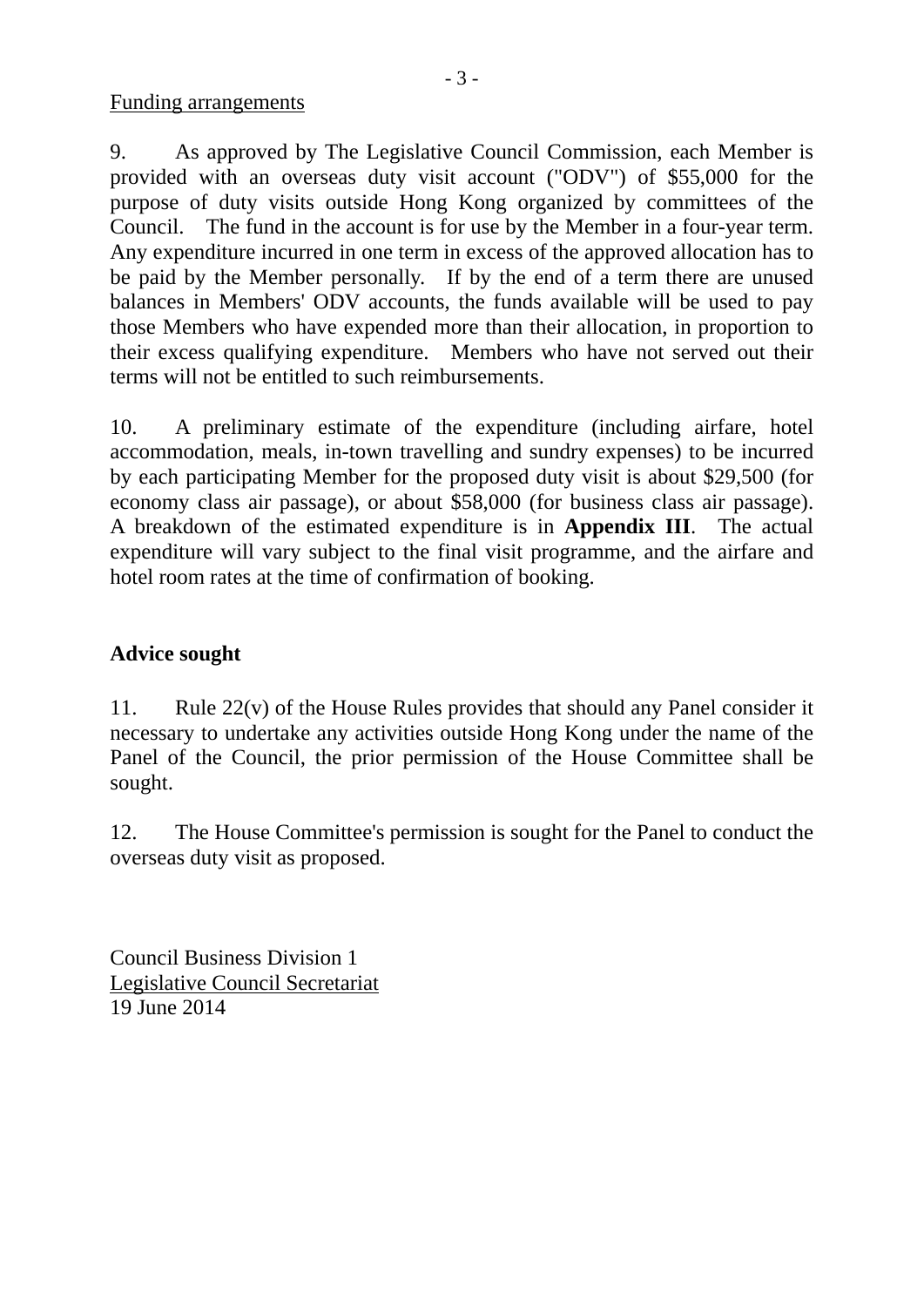Funding arrangements

9. As approved by The Legislative Council Commission, each Member is provided with an overseas duty visit account ("ODV") of $55,000 for the purpose of duty visits outside Hong Kong organized by committees of the Council. The fund in the account is for use by the Member in a four-year term. Any expenditure incurred in one term in excess of the approved allocation has to be paid by the Member personally. If by the end of a term there are unused balances in Members' ODV accounts, the funds available will be used to pay those Members who have expended more than their allocation, in proportion to their excess qualifying expenditure. Members who have not served out their terms will not be entitled to such reimbursements.

10. A preliminary estimate of the expenditure (including airfare, hotel accommodation, meals, in-town travelling and sundry expenses) to be incurred by each participating Member for the proposed duty visit is about $29,500 (for economy class air passage), or about $58,000 (for business class air passage). A breakdown of the estimated expenditure is in **Appendix III**. The actual expenditure will vary subject to the final visit programme, and the airfare and hotel room rates at the time of confirmation of booking.

## Advice sought

11. Rule 22(v) of the House Rules provides that should any Panel consider it necessary to undertake any activities outside Hong Kong under the name of the Panel of the Council, the prior permission of the House Committee shall be sought.

12. The House Committee's permission is sought for the Panel to conduct the overseas duty visit as proposed.

Council Business Division 1
Legislative Council Secretariat
19 June 2014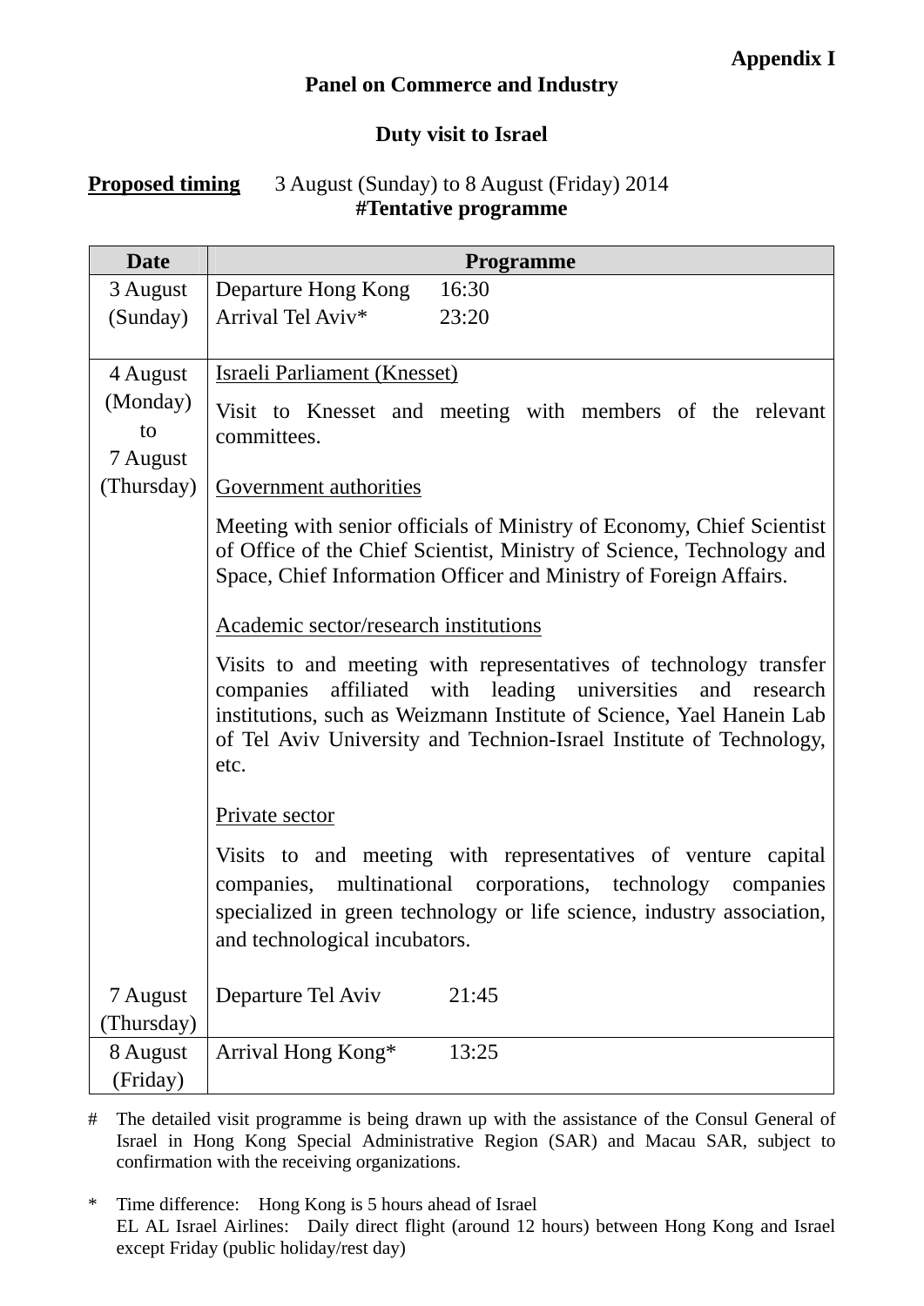**Appendix I**

# Panel on Commerce and Industry

## Duty visit to Israel

**Proposed timing** 3 August (Sunday) to 8 August (Friday) 2014

**#Tentative programme**

| Date | Programme |
|---|---|
| 3 August (Sunday) | Departure Hong Kong 16:30<br>Arrival Tel Aviv* 23:20 |
| 4 August (Monday) to 7 August (Thursday) | Israeli Parliament (Knesset)<br><br>Visit to Knesset and meeting with members of the relevant committees.<br><br>Government authorities<br><br>Meeting with senior officials of Ministry of Economy, Chief Scientist of Office of the Chief Scientist, Ministry of Science, Technology and Space, Chief Information Officer and Ministry of Foreign Affairs.<br><br>Academic sector/research institutions<br><br>Visits to and meeting with representatives of technology transfer companies affiliated with leading universities and research institutions, such as Weizmann Institute of Science, Yael Hanein Lab of Tel Aviv University and Technion-Israel Institute of Technology, etc.<br><br>Private sector<br><br>Visits to and meeting with representatives of venture capital companies, multinational corporations, technology companies specialized in green technology or life science, industry association, and technological incubators. |
| 7 August (Thursday) | Departure Tel Aviv 21:45 |
| 8 August (Friday) | Arrival Hong Kong* 13:25 |

\# The detailed visit programme is being drawn up with the assistance of the Consul General of Israel in Hong Kong Special Administrative Region (SAR) and Macau SAR, subject to confirmation with the receiving organizations.

\* Time difference: Hong Kong is 5 hours ahead of Israel
EL AL Israel Airlines: Daily direct flight (around 12 hours) between Hong Kong and Israel except Friday (public holiday/rest day)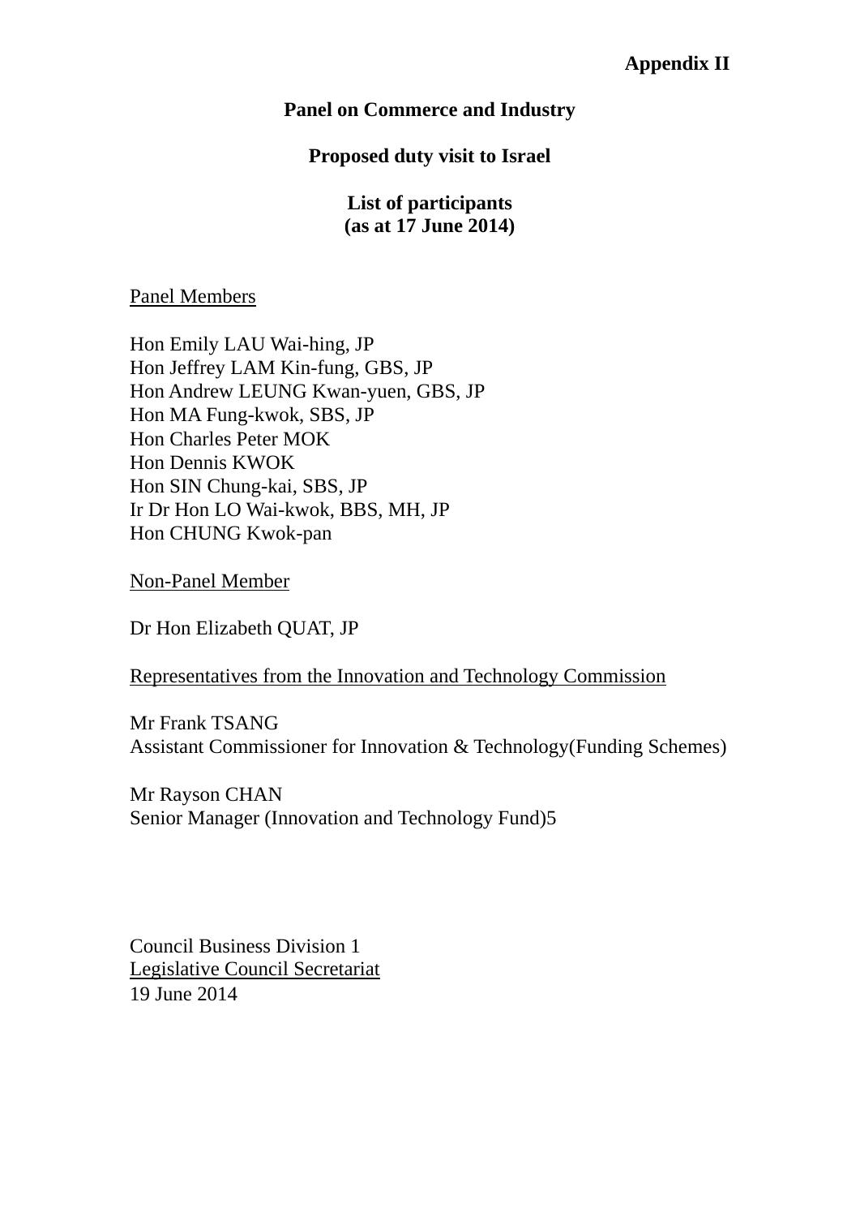**Appendix II**

**Panel on Commerce and Industry**

**Proposed duty visit to Israel**

**List of participants**
**(as at 17 June 2014)**

<u>Panel Members</u>

Hon Emily LAU Wai-hing, JP
Hon Jeffrey LAM Kin-fung, GBS, JP
Hon Andrew LEUNG Kwan-yuen, GBS, JP
Hon MA Fung-kwok, SBS, JP
Hon Charles Peter MOK
Hon Dennis KWOK
Hon SIN Chung-kai, SBS, JP
Ir Dr Hon LO Wai-kwok, BBS, MH, JP
Hon CHUNG Kwok-pan

<u>Non-Panel Member</u>

Dr Hon Elizabeth QUAT, JP

<u>Representatives from the Innovation and Technology Commission</u>

Mr Frank TSANG
Assistant Commissioner for Innovation & Technology(Funding Schemes)

Mr Rayson CHAN
Senior Manager (Innovation and Technology Fund)5

Council Business Division 1
<u>Legislative Council Secretariat</u>
19 June 2014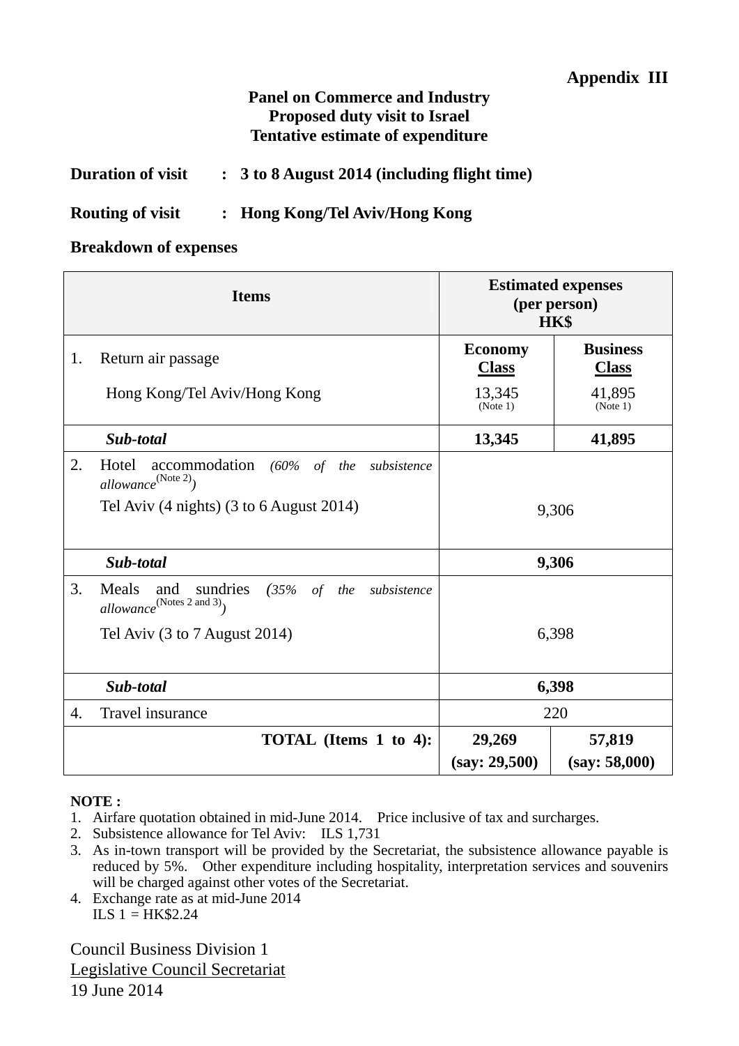**Appendix III**

**Panel on Commerce and Industry**
**Proposed duty visit to Israel**
**Tentative estimate of expenditure**

**Duration of visit : 3 to 8 August 2014 (including flight time)**

**Routing of visit : Hong Kong/Tel Aviv/Hong Kong**

**Breakdown of expenses**

| **Items** | **Estimated expenses (per person) HK$** | |
|---|---|---|
| 1. Return air passage<br>Hong Kong/Tel Aviv/Hong Kong | **Economy Class**<br>13,345 (Note 1) | **Business Class**<br>41,895 (Note 1) |
| ***Sub-total*** | **13,345** | **41,895** |
| 2. Hotel accommodation *(60% of the subsistence allowance*(Note 2)*)*<br>Tel Aviv (4 nights) (3 to 6 August 2014) | 9,306 | |
| ***Sub-total*** | **9,306** | |
| 3. Meals and sundries *(35% of the subsistence allowance*(Notes 2 and 3)*)*<br>Tel Aviv (3 to 7 August 2014) | 6,398 | |
| ***Sub-total*** | **6,398** | |
| 4. Travel insurance | 220 | |
| **TOTAL (Items 1 to 4):** | **29,269**<br>**(say: 29,500)** | **57,819**<br>**(say: 58,000)** |

**NOTE :**

1. Airfare quotation obtained in mid-June 2014. Price inclusive of tax and surcharges.
2. Subsistence allowance for Tel Aviv: ILS 1,731
3. As in-town transport will be provided by the Secretariat, the subsistence allowance payable is reduced by 5%. Other expenditure including hospitality, interpretation services and souvenirs will be charged against other votes of the Secretariat.
4. Exchange rate as at mid-June 2014
   ILS 1 = HK$2.24

Council Business Division 1
Legislative Council Secretariat
19 June 2014